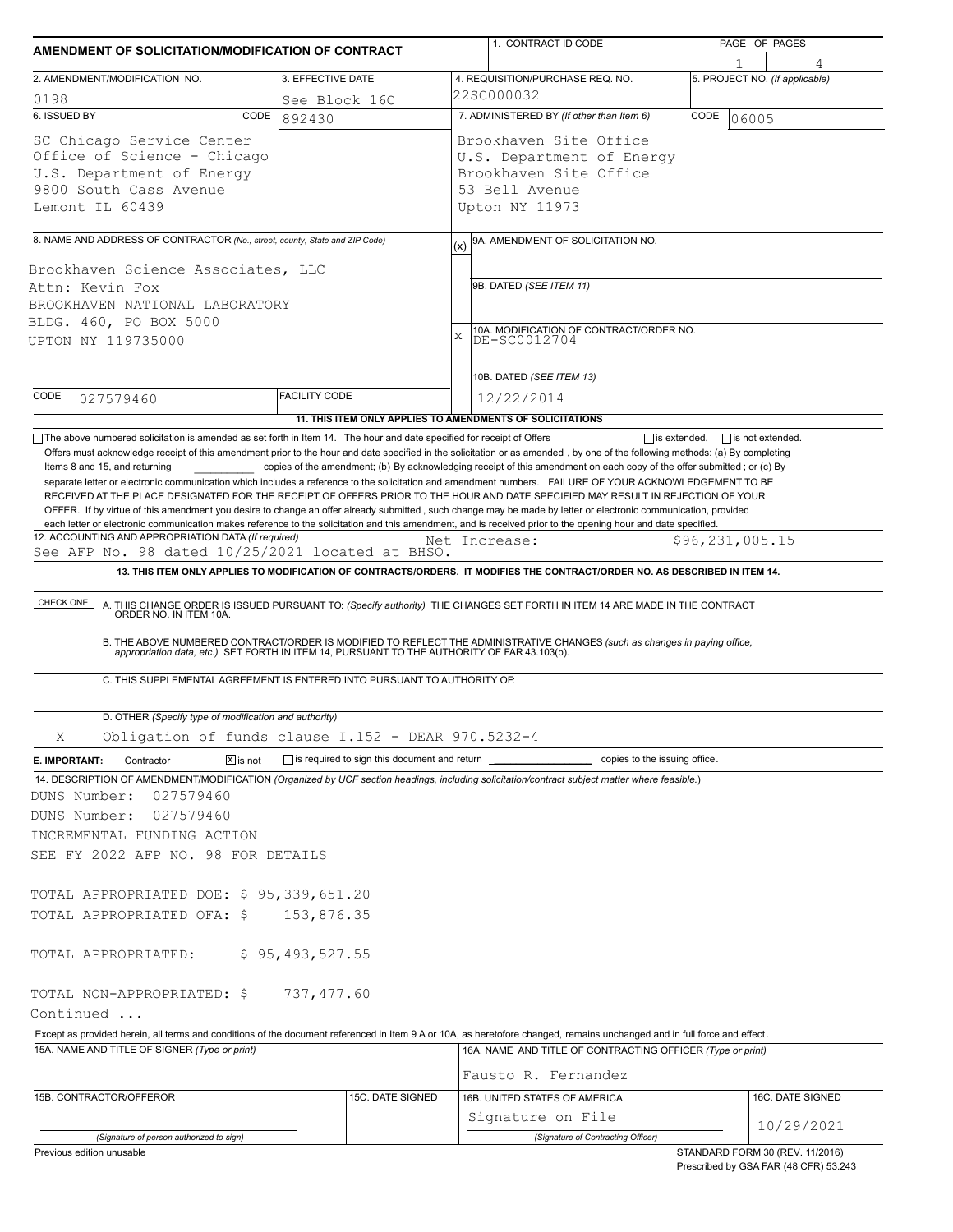# AMENDMENT OF SOLICITATION/MODIFICATION OF CONTRACT

| | | | |
|---|---|---|---|
| 1. CONTRACT ID CODE | | PAGE OF PAGES | 1 / 4 |
| 2. AMENDMENT/MODIFICATION NO. 0198 | 3. EFFECTIVE DATE See Block 16C | 4. REQUISITION/PURCHASE REQ. NO. 22SC000032 | 5. PROJECT NO. (If applicable) |
| 6. ISSUED BY CODE 892430 | | 7. ADMINISTERED BY (If other than Item 6) CODE 06005 | |

**6. ISSUED BY** (CODE 892430)

SC Chicago Service Center
Office of Science - Chicago
U.S. Department of Energy
9800 South Cass Avenue
Lemont IL 60439

**7. ADMINISTERED BY** (CODE 06005)

Brookhaven Site Office
U.S. Department of Energy
Brookhaven Site Office
53 Bell Avenue
Upton NY 11973

**8. NAME AND ADDRESS OF CONTRACTOR** (No., street, county, State and ZIP Code)

Brookhaven Science Associates, LLC
Attn: Kevin Fox
BROOKHAVEN NATIONAL LABORATORY
BLDG. 460, PO BOX 5000
UPTON NY 119735000

CODE 027579460 FACILITY CODE

(x) 9A. AMENDMENT OF SOLICITATION NO.

9B. DATED (SEE ITEM 11)

X 10A. MODIFICATION OF CONTRACT/ORDER NO. DE-SC0012704

10B. DATED (SEE ITEM 13) 12/22/2014

**11. THIS ITEM ONLY APPLIES TO AMENDMENTS OF SOLICITATIONS**

☐ The above numbered solicitation is amended as set forth in Item 14. The hour and date specified for receipt of Offers ☐ is extended, ☐ is not extended.

Offers must acknowledge receipt of this amendment prior to the hour and date specified in the solicitation or as amended , by one of the following methods: (a) By completing Items 8 and 15, and returning \_\_\_\_\_\_\_\_ copies of the amendment; (b) By acknowledging receipt of this amendment on each copy of the offer submitted ; or (c) By separate letter or electronic communication which includes a reference to the solicitation and amendment numbers. FAILURE OF YOUR ACKNOWLEDGEMENT TO BE RECEIVED AT THE PLACE DESIGNATED FOR THE RECEIPT OF OFFERS PRIOR TO THE HOUR AND DATE SPECIFIED MAY RESULT IN REJECTION OF YOUR OFFER. If by virtue of this amendment you desire to change an offer already submitted , such change may be made by letter or electronic communication, provided each letter or electronic communication makes reference to the solicitation and this amendment, and is received prior to the opening hour and date specified.

**12. ACCOUNTING AND APPROPRIATION DATA** (If required)
See AFP No. 98 dated 10/25/2021 located at BHSO. Net Increase: $96,231,005.15

**13. THIS ITEM ONLY APPLIES TO MODIFICATION OF CONTRACTS/ORDERS. IT MODIFIES THE CONTRACT/ORDER NO. AS DESCRIBED IN ITEM 14.**

| CHECK ONE | |
|---|---|
| | A. THIS CHANGE ORDER IS ISSUED PURSUANT TO: (Specify authority) THE CHANGES SET FORTH IN ITEM 14 ARE MADE IN THE CONTRACT ORDER NO. IN ITEM 10A. |
| | B. THE ABOVE NUMBERED CONTRACT/ORDER IS MODIFIED TO REFLECT THE ADMINISTRATIVE CHANGES (such as changes in paying office, appropriation data, etc.) SET FORTH IN ITEM 14, PURSUANT TO THE AUTHORITY OF FAR 43.103(b). |
| | C. THIS SUPPLEMENTAL AGREEMENT IS ENTERED INTO PURSUANT TO AUTHORITY OF: |
| X | D. OTHER (Specify type of modification and authority) Obligation of funds clause I.152 - DEAR 970.5232-4 |

**E. IMPORTANT:** Contractor ☒ is not ☐ is required to sign this document and return \_\_\_\_\_\_\_\_ copies to the issuing office.

**14. DESCRIPTION OF AMENDMENT/MODIFICATION** (Organized by UCF section headings, including solicitation/contract subject matter where feasible.)

DUNS Number: 027579460
DUNS Number: 027579460
INCREMENTAL FUNDING ACTION
SEE FY 2022 AFP NO. 98 FOR DETAILS

TOTAL APPROPRIATED DOE: $ 95,339,651.20
TOTAL APPROPRIATED OFA: $ 153,876.35

TOTAL APPROPRIATED: $ 95,493,527.55

TOTAL NON-APPROPRIATED: $ 737,477.60
Continued ...

Except as provided herein, all terms and conditions of the document referenced in Item 9 A or 10A, as heretofore changed, remains unchanged and in full force and effect.

| | | | |
|---|---|---|---|
| 15A. NAME AND TITLE OF SIGNER (Type or print) | | 16A. NAME AND TITLE OF CONTRACTING OFFICER (Type or print) Fausto R. Fernandez | |
| 15B. CONTRACTOR/OFFEROR (Signature of person authorized to sign) | 15C. DATE SIGNED | 16B. UNITED STATES OF AMERICA Signature on File (Signature of Contracting Officer) | 16C. DATE SIGNED 10/29/2021 |

Previous edition unusable

STANDARD FORM 30 (REV. 11/2016)
Prescribed by GSA FAR (48 CFR) 53.243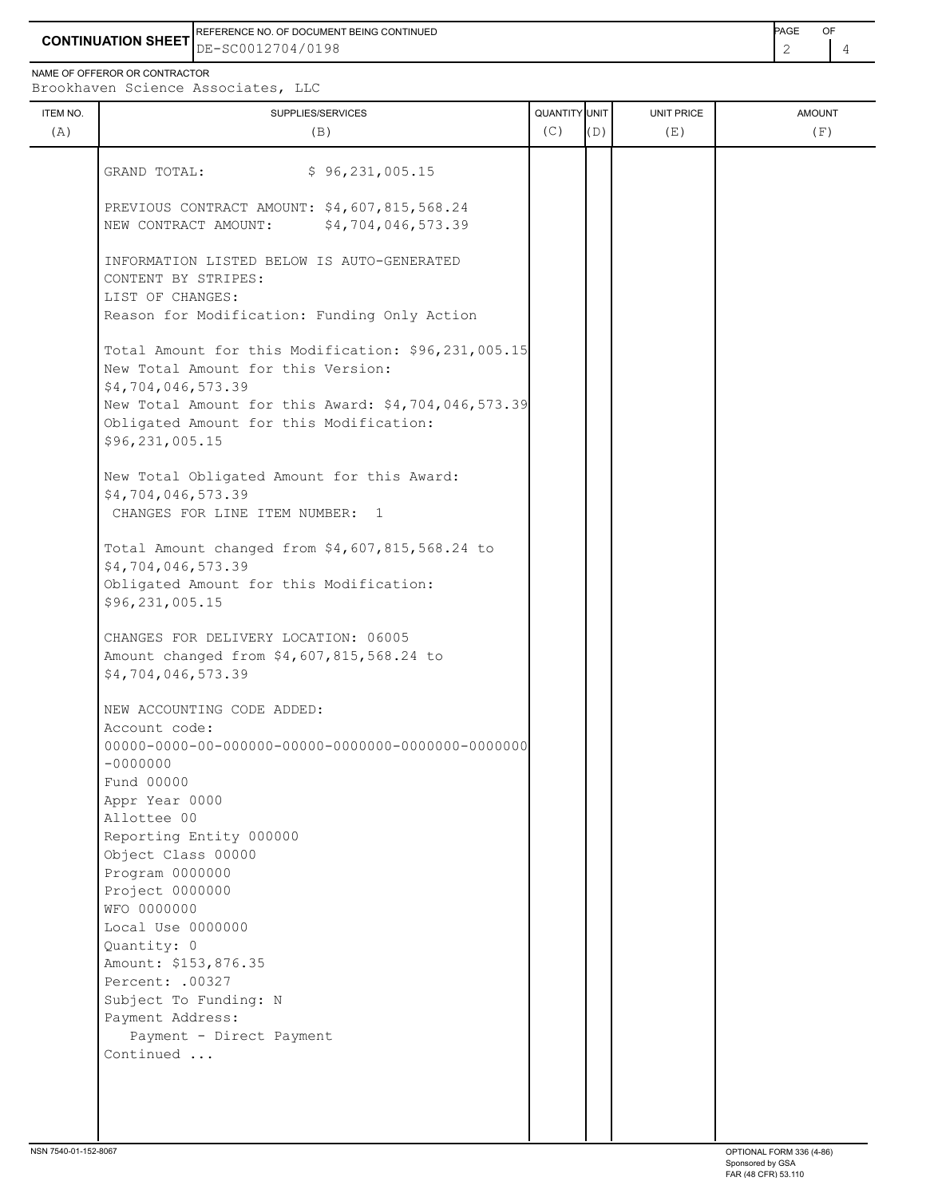**CONTINUATION SHEET**

REFERENCE NO. OF DOCUMENT BEING CONTINUED
DE-SC0012704/0198

NAME OF OFFEROR OR CONTRACTOR
Brookhaven Science Associates, LLC

| ITEM NO. (A) | SUPPLIES/SERVICES (B) | QUANTITY (C) | UNIT (D) | UNIT PRICE (E) | AMOUNT (F) |
|---|---|---|---|---|---|
| | GRAND TOTAL: $ 96,231,005.15<br><br>PREVIOUS CONTRACT AMOUNT: $4,607,815,568.24<br>NEW CONTRACT AMOUNT: $4,704,046,573.39<br><br>INFORMATION LISTED BELOW IS AUTO-GENERATED CONTENT BY STRIPES:<br>LIST OF CHANGES:<br>Reason for Modification: Funding Only Action<br><br>Total Amount for this Modification: $96,231,005.15<br>New Total Amount for this Version: $4,704,046,573.39<br>New Total Amount for this Award: $4,704,046,573.39<br>Obligated Amount for this Modification: $96,231,005.15<br><br>New Total Obligated Amount for this Award: $4,704,046,573.39<br>CHANGES FOR LINE ITEM NUMBER: 1<br><br>Total Amount changed from $4,607,815,568.24 to $4,704,046,573.39<br>Obligated Amount for this Modification: $96,231,005.15<br><br>CHANGES FOR DELIVERY LOCATION: 06005<br>Amount changed from $4,607,815,568.24 to $4,704,046,573.39<br><br>NEW ACCOUNTING CODE ADDED:<br>Account code:<br>00000-0000-00-000000-00000-0000000-0000000-0000000-0000000<br>Fund 00000<br>Appr Year 0000<br>Allottee 00<br>Reporting Entity 000000<br>Object Class 00000<br>Program 0000000<br>Project 0000000<br>WFO 0000000<br>Local Use 0000000<br>Quantity: 0<br>Amount: $153,876.35<br>Percent: .00327<br>Subject To Funding: N<br>Payment Address:<br>Payment - Direct Payment<br>Continued ... | | | | |

NSN 7540-01-152-8067

OPTIONAL FORM 336 (4-86)
Sponsored by GSA
FAR (48 CFR) 53.110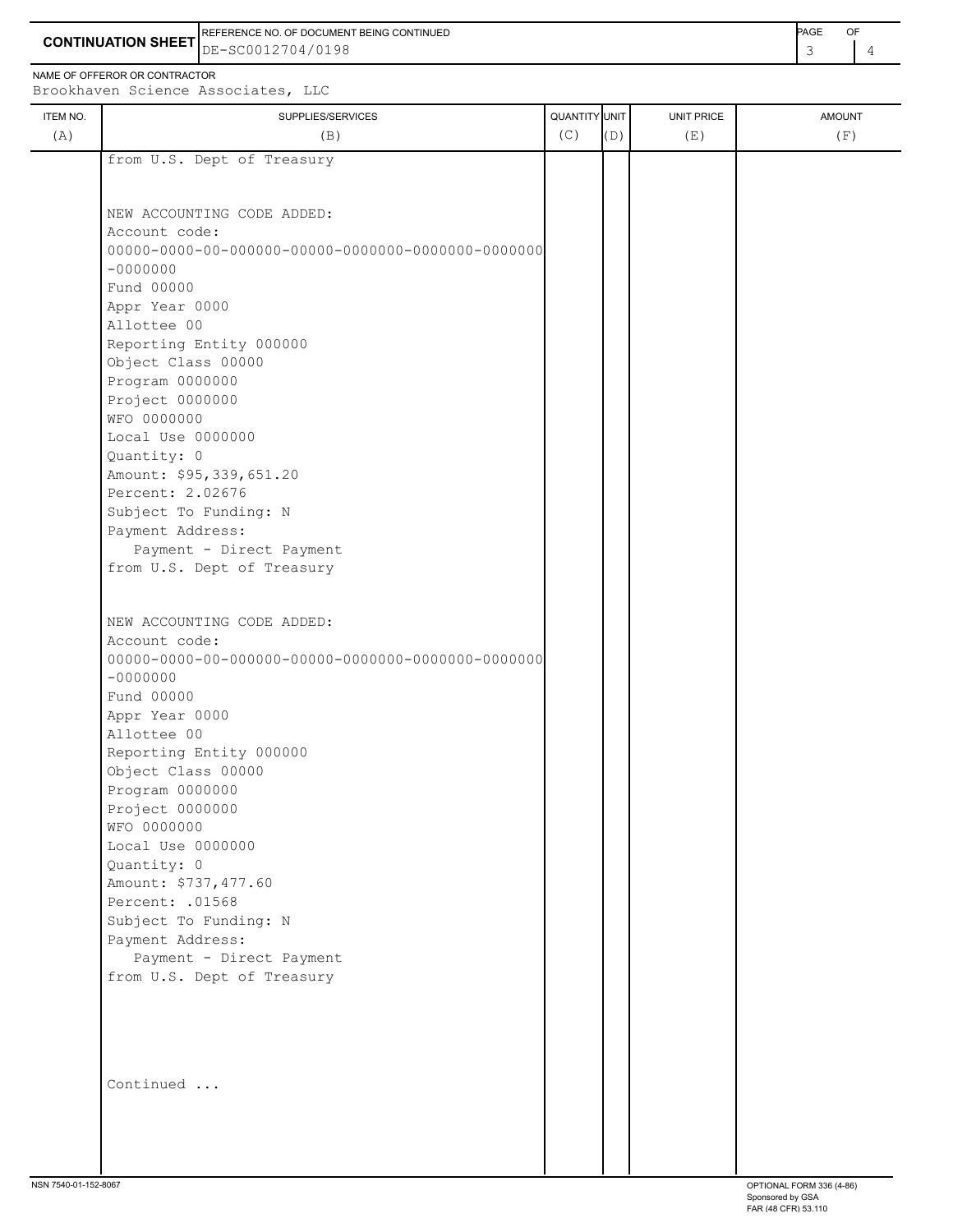**CONTINUATION SHEET**

REFERENCE NO. OF DOCUMENT BEING CONTINUED: DE-SC0012704/0198

NAME OF OFFEROR OR CONTRACTOR: Brookhaven Science Associates, LLC

| ITEM NO. (A) | SUPPLIES/SERVICES (B) | QUANTITY (C) | UNIT (D) | UNIT PRICE (E) | AMOUNT (F) |
|---|---|---|---|---|---|
| | from U.S. Dept of Treasury | | | | |

NEW ACCOUNTING CODE ADDED:
Account code:
00000-0000-00-000000-00000-0000000-0000000-0000000-0000000
Fund 00000
Appr Year 0000
Allottee 00
Reporting Entity 000000
Object Class 00000
Program 0000000
Project 0000000
WFO 0000000
Local Use 0000000
Quantity: 0
Amount: $95,339,651.20
Percent: 2.02676
Subject To Funding: N
Payment Address:
Payment - Direct Payment
from U.S. Dept of Treasury

NEW ACCOUNTING CODE ADDED:
Account code:
00000-0000-00-000000-00000-0000000-0000000-0000000-0000000
Fund 00000
Appr Year 0000
Allottee 00
Reporting Entity 000000
Object Class 00000
Program 0000000
Project 0000000
WFO 0000000
Local Use 0000000
Quantity: 0
Amount: $737,477.60
Percent: .01568
Subject To Funding: N
Payment Address:
Payment - Direct Payment
from U.S. Dept of Treasury

Continued ...

NSN 7540-01-152-8067

OPTIONAL FORM 336 (4-86)
Sponsored by GSA
FAR (48 CFR) 53.110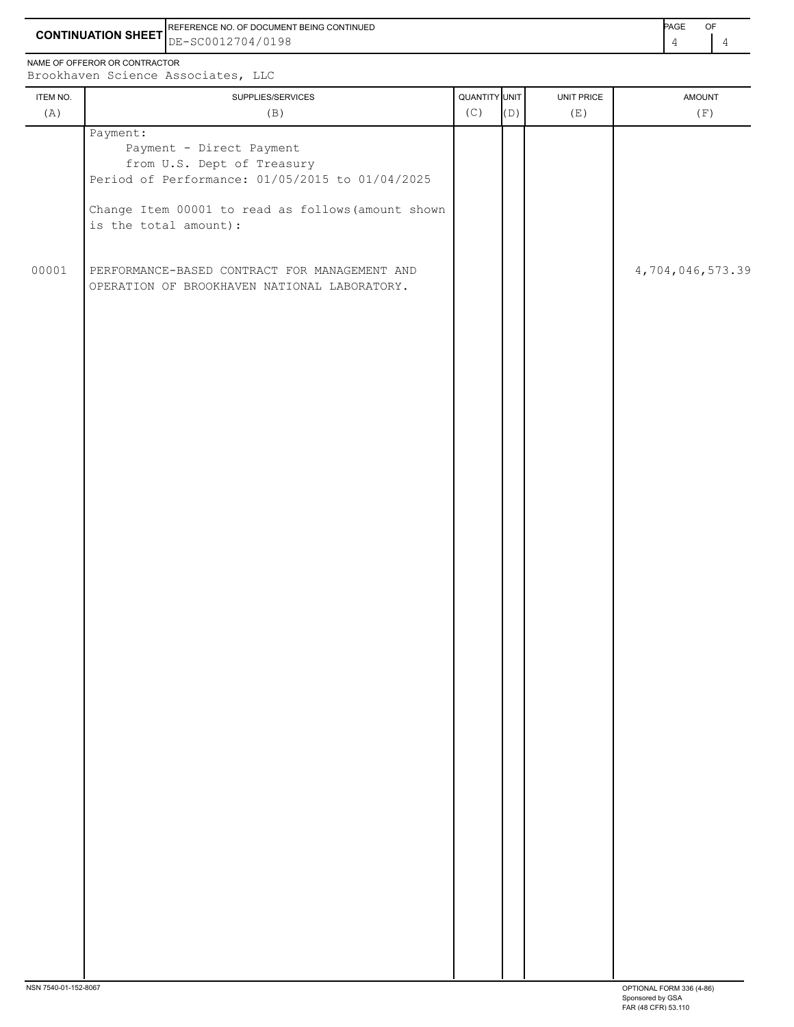**CONTINUATION SHEET**

REFERENCE NO. OF DOCUMENT BEING CONTINUED
DE-SC0012704/0198

NAME OF OFFEROR OR CONTRACTOR
Brookhaven Science Associates, LLC

| ITEM NO. (A) | SUPPLIES/SERVICES (B) | QUANTITY (C) | UNIT (D) | UNIT PRICE (E) | AMOUNT (F) |
|---|---|---|---|---|---|
| | Payment:<br>Payment - Direct Payment<br>from U.S. Dept of Treasury<br>Period of Performance: 01/05/2015 to 01/04/2025<br><br>Change Item 00001 to read as follows(amount shown is the total amount): | | | | |
| 00001 | PERFORMANCE-BASED CONTRACT FOR MANAGEMENT AND OPERATION OF BROOKHAVEN NATIONAL LABORATORY. | | | | 4,704,046,573.39 |

NSN 7540-01-152-8067

OPTIONAL FORM 336 (4-86)
Sponsored by GSA
FAR (48 CFR) 53.110